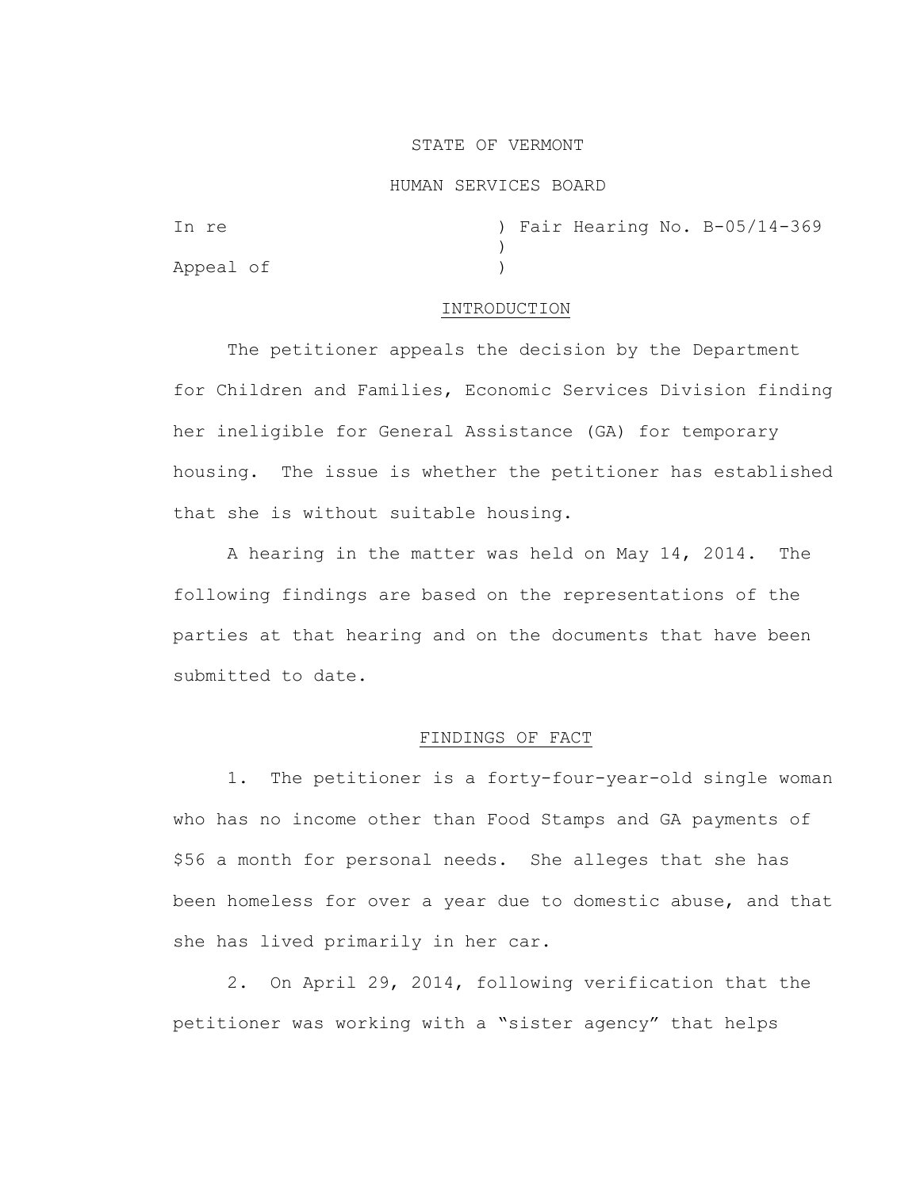STATE OF VERMONT

HUMAN SERVICES BOARD

In re ) Fair Hearing No. B-05/14-369
)
Appeal of )

## INTRODUCTION

The petitioner appeals the decision by the Department for Children and Families, Economic Services Division finding her ineligible for General Assistance (GA) for temporary housing. The issue is whether the petitioner has established that she is without suitable housing.

A hearing in the matter was held on May 14, 2014. The following findings are based on the representations of the parties at that hearing and on the documents that have been submitted to date.

## FINDINGS OF FACT

1. The petitioner is a forty-four-year-old single woman who has no income other than Food Stamps and GA payments of $56 a month for personal needs. She alleges that she has been homeless for over a year due to domestic abuse, and that she has lived primarily in her car.

2. On April 29, 2014, following verification that the petitioner was working with a "sister agency" that helps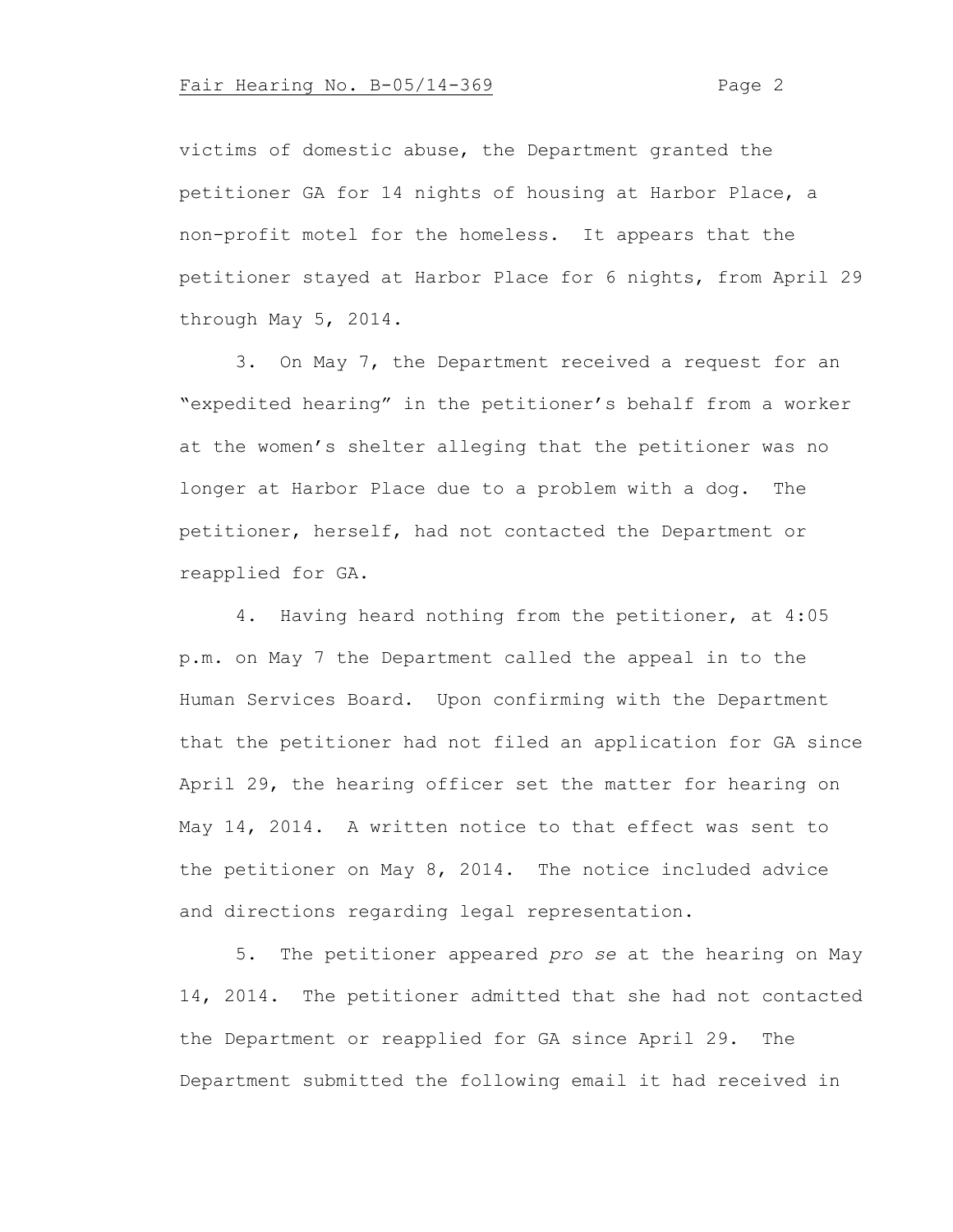victims of domestic abuse, the Department granted the petitioner GA for 14 nights of housing at Harbor Place, a non-profit motel for the homeless. It appears that the petitioner stayed at Harbor Place for 6 nights, from April 29 through May 5, 2014.

3. On May 7, the Department received a request for an "expedited hearing" in the petitioner's behalf from a worker at the women's shelter alleging that the petitioner was no longer at Harbor Place due to a problem with a dog. The petitioner, herself, had not contacted the Department or reapplied for GA.

4. Having heard nothing from the petitioner, at 4:05 p.m. on May 7 the Department called the appeal in to the Human Services Board. Upon confirming with the Department that the petitioner had not filed an application for GA since April 29, the hearing officer set the matter for hearing on May 14, 2014. A written notice to that effect was sent to the petitioner on May 8, 2014. The notice included advice and directions regarding legal representation.

5. The petitioner appeared *pro se* at the hearing on May 14, 2014. The petitioner admitted that she had not contacted the Department or reapplied for GA since April 29. The Department submitted the following email it had received in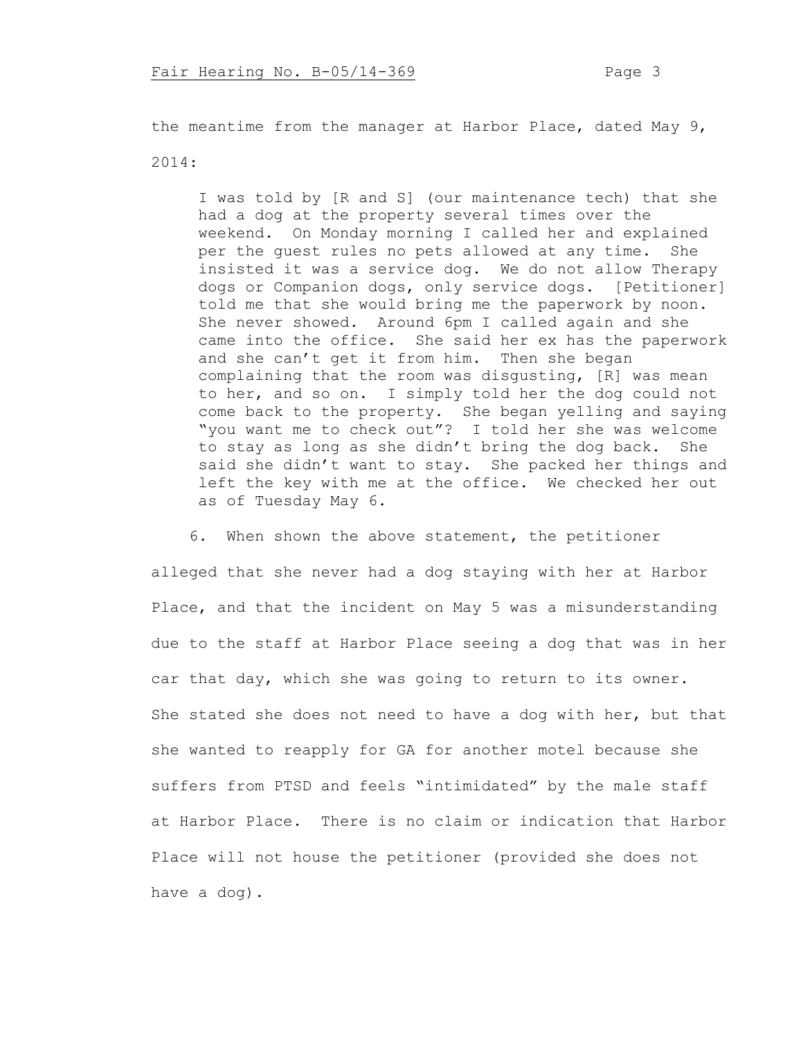the meantime from the manager at Harbor Place, dated May 9, 2014:

> I was told by [R and S] (our maintenance tech) that she had a dog at the property several times over the weekend. On Monday morning I called her and explained per the guest rules no pets allowed at any time. She insisted it was a service dog. We do not allow Therapy dogs or Companion dogs, only service dogs. [Petitioner] told me that she would bring me the paperwork by noon. She never showed. Around 6pm I called again and she came into the office. She said her ex has the paperwork and she can't get it from him. Then she began complaining that the room was disgusting, [R] was mean to her, and so on. I simply told her the dog could not come back to the property. She began yelling and saying "you want me to check out"? I told her she was welcome to stay as long as she didn't bring the dog back. She said she didn't want to stay. She packed her things and left the key with me at the office. We checked her out as of Tuesday May 6.

6. When shown the above statement, the petitioner alleged that she never had a dog staying with her at Harbor Place, and that the incident on May 5 was a misunderstanding due to the staff at Harbor Place seeing a dog that was in her car that day, which she was going to return to its owner. She stated she does not need to have a dog with her, but that she wanted to reapply for GA for another motel because she suffers from PTSD and feels "intimidated" by the male staff at Harbor Place. There is no claim or indication that Harbor Place will not house the petitioner (provided she does not have a dog).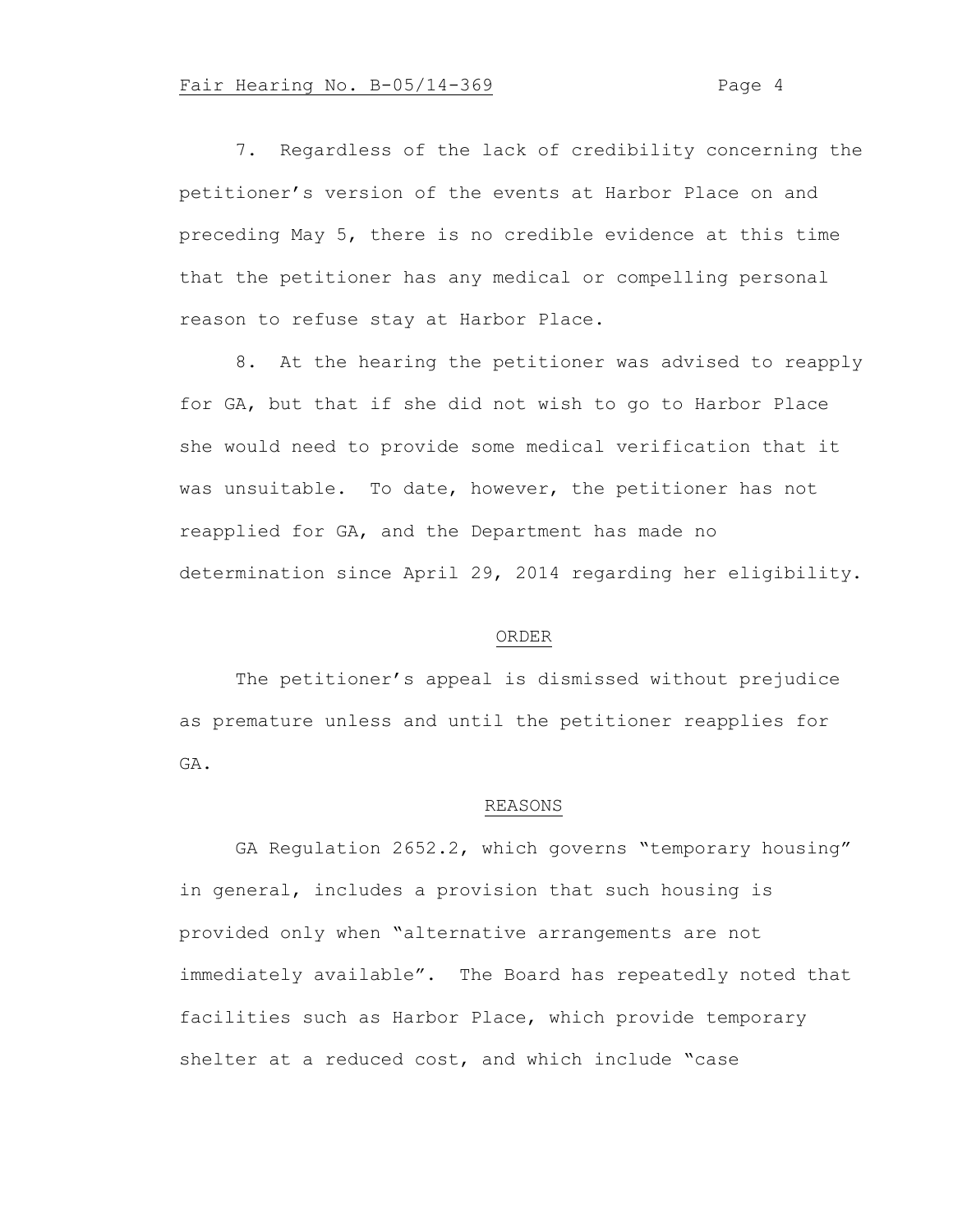7. Regardless of the lack of credibility concerning the petitioner's version of the events at Harbor Place on and preceding May 5, there is no credible evidence at this time that the petitioner has any medical or compelling personal reason to refuse stay at Harbor Place.

8. At the hearing the petitioner was advised to reapply for GA, but that if she did not wish to go to Harbor Place she would need to provide some medical verification that it was unsuitable. To date, however, the petitioner has not reapplied for GA, and the Department has made no determination since April 29, 2014 regarding her eligibility.

## ORDER

The petitioner's appeal is dismissed without prejudice as premature unless and until the petitioner reapplies for GA.

## REASONS

GA Regulation 2652.2, which governs "temporary housing" in general, includes a provision that such housing is provided only when "alternative arrangements are not immediately available". The Board has repeatedly noted that facilities such as Harbor Place, which provide temporary shelter at a reduced cost, and which include "case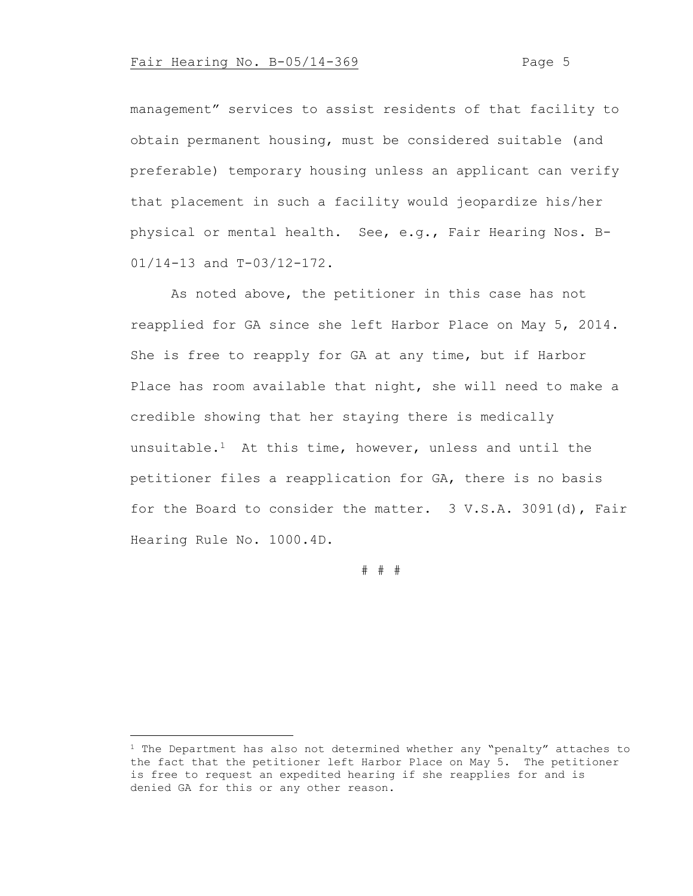management" services to assist residents of that facility to obtain permanent housing, must be considered suitable (and preferable) temporary housing unless an applicant can verify that placement in such a facility would jeopardize his/her physical or mental health. See, e.g., Fair Hearing Nos. B-01/14-13 and T-03/12-172.

As noted above, the petitioner in this case has not reapplied for GA since she left Harbor Place on May 5, 2014. She is free to reapply for GA at any time, but if Harbor Place has room available that night, she will need to make a credible showing that her staying there is medically unsuitable.[1] At this time, however, unless and until the petitioner files a reapplication for GA, there is no basis for the Board to consider the matter. 3 V.S.A. 3091(d), Fair Hearing Rule No. 1000.4D.

# # #

[1] The Department has also not determined whether any "penalty" attaches to the fact that the petitioner left Harbor Place on May 5. The petitioner is free to request an expedited hearing if she reapplies for and is denied GA for this or any other reason.